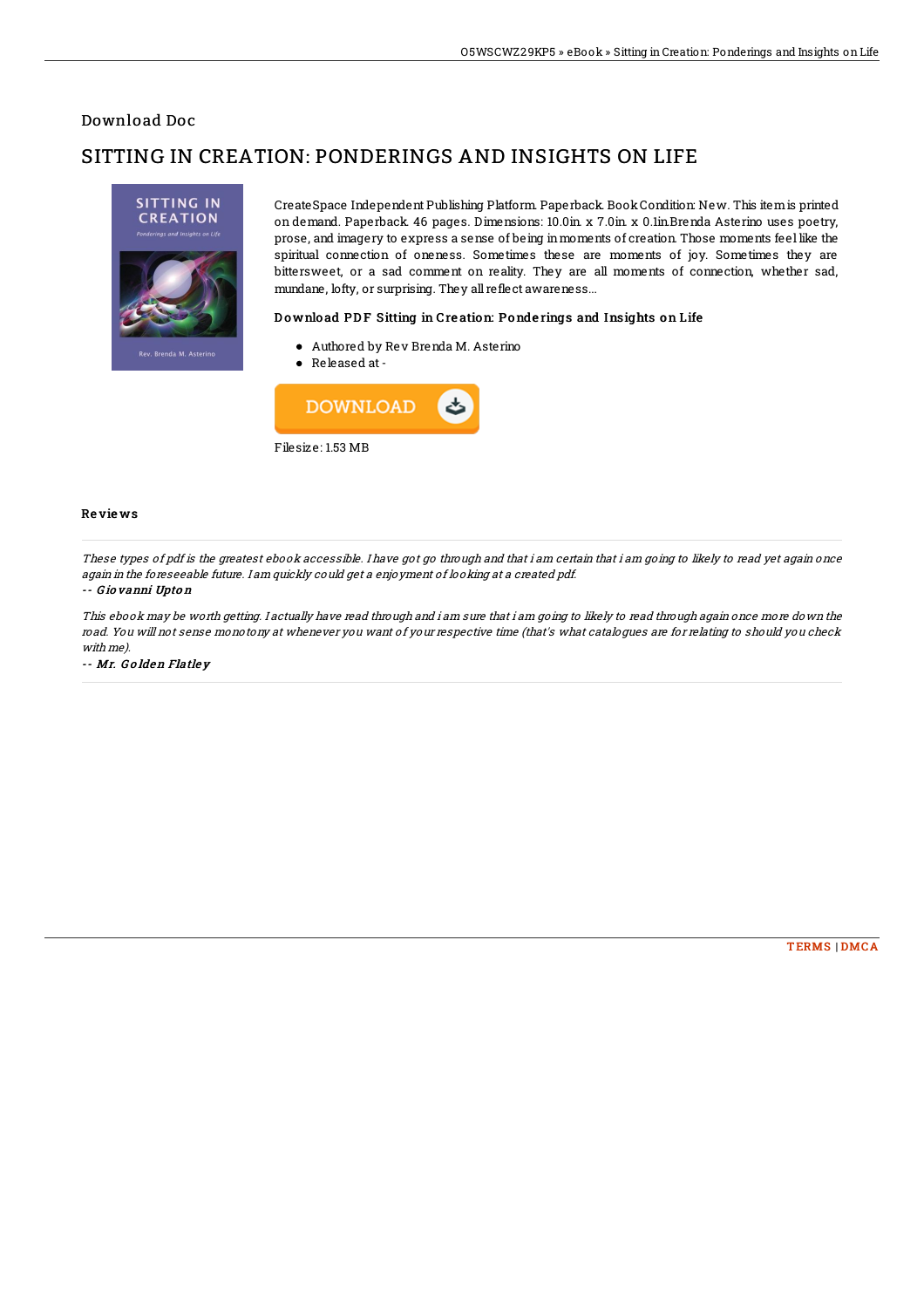## Download Doc

# SITTING IN CREATION: PONDERINGS AND INSIGHTS ON LIFE

CreateSpace Independent Publishing Platform. Paperback. Book Condition: New. This item is printed on demand. Paperback. 46 pages. Dimensions: 10.0in. x 7.0in. x 0.1in.Brenda Asterino uses poetry, prose, and imagery to express a sense of being in moments of creation. Those moments feel like the spiritual connection of oneness. Sometimes these are moments of joy. Sometimes they are bittersweet, or a sad comment on reality. They are all moments of connection, whether sad, mundane, lofty, or surprising. They all reflect awareness...

### Download PDF Sitting in Creation: Ponderings and Insights on Life

- Authored by Rev Brenda M. Asterino
- Released at -

DOWNLOAD

Filesize: 1.53 MB

### Reviews

*These types of pdf is the greatest ebook accessible. I have got go through and that i am certain that i am going to likely to read yet again once again in the foreseeable future. I am quickly could get a enjoyment of looking at a created pdf.*

*-- Giovanni Upton*

*This ebook may be worth getting. I actually have read through and i am sure that i am going to likely to read through again once more down the road. You will not sense monotony at whenever you want of your respective time (that's what catalogues are for relating to should you check with me).*

*-- Mr. Golden Flatley*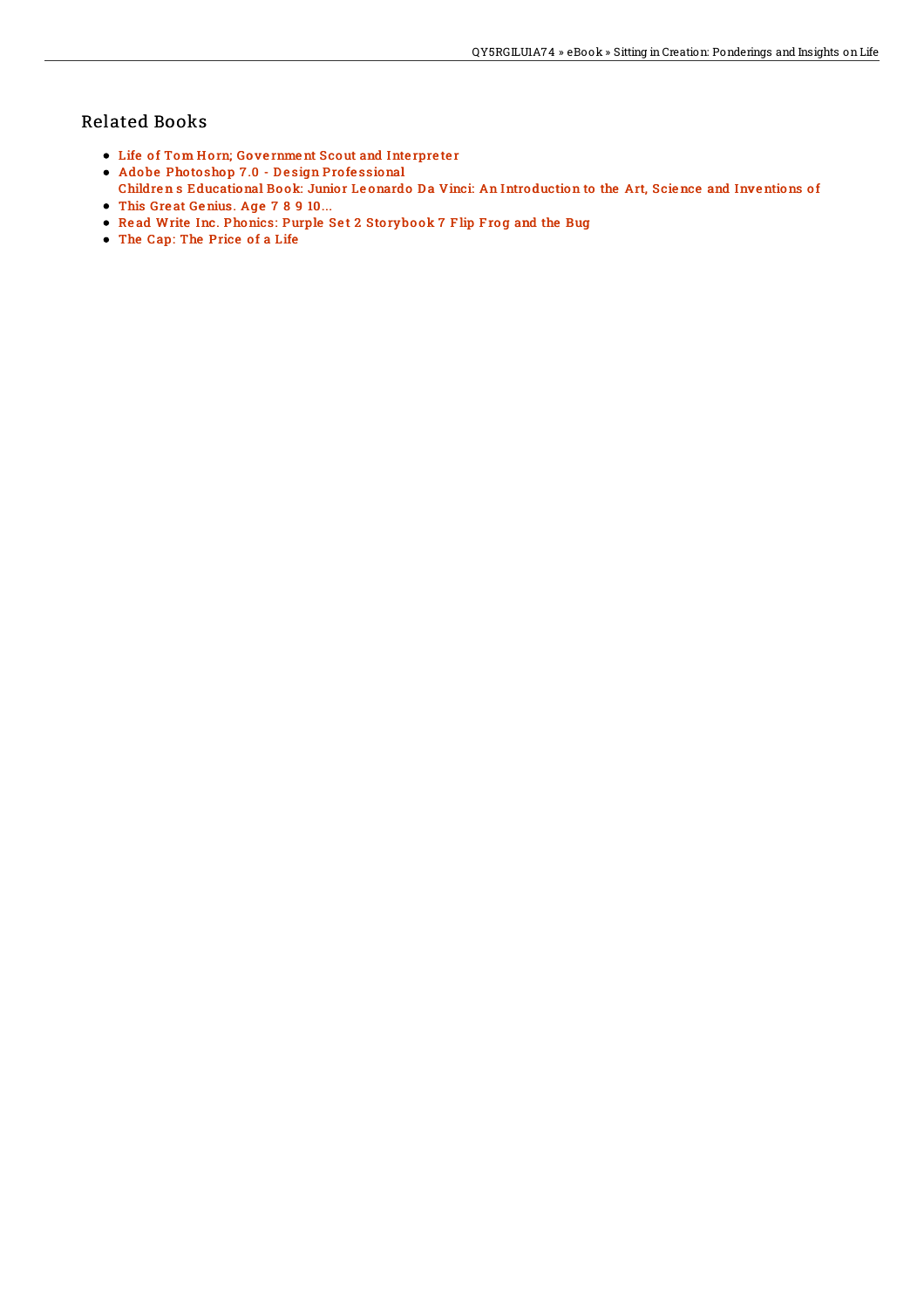## Related Books

- Life of Tom Horn; Government Scout and Interpreter
- Adobe Photoshop 7.0 - Design Professional
  Children s Educational Book: Junior Leonardo Da Vinci: An Introduction to the Art, Science and Inventions of
- This Great Genius. Age 7 8 9 10...
- Read Write Inc. Phonics: Purple Set 2 Storybook 7 Flip Frog and the Bug
- The Cap: The Price of a Life